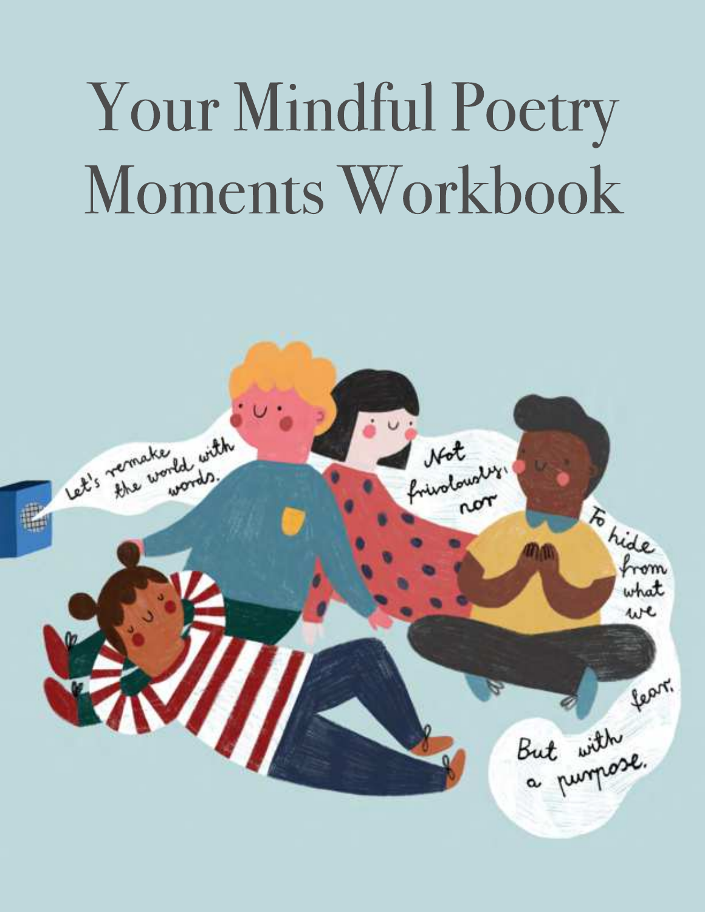# Your Mindful Poetry Moments Workbook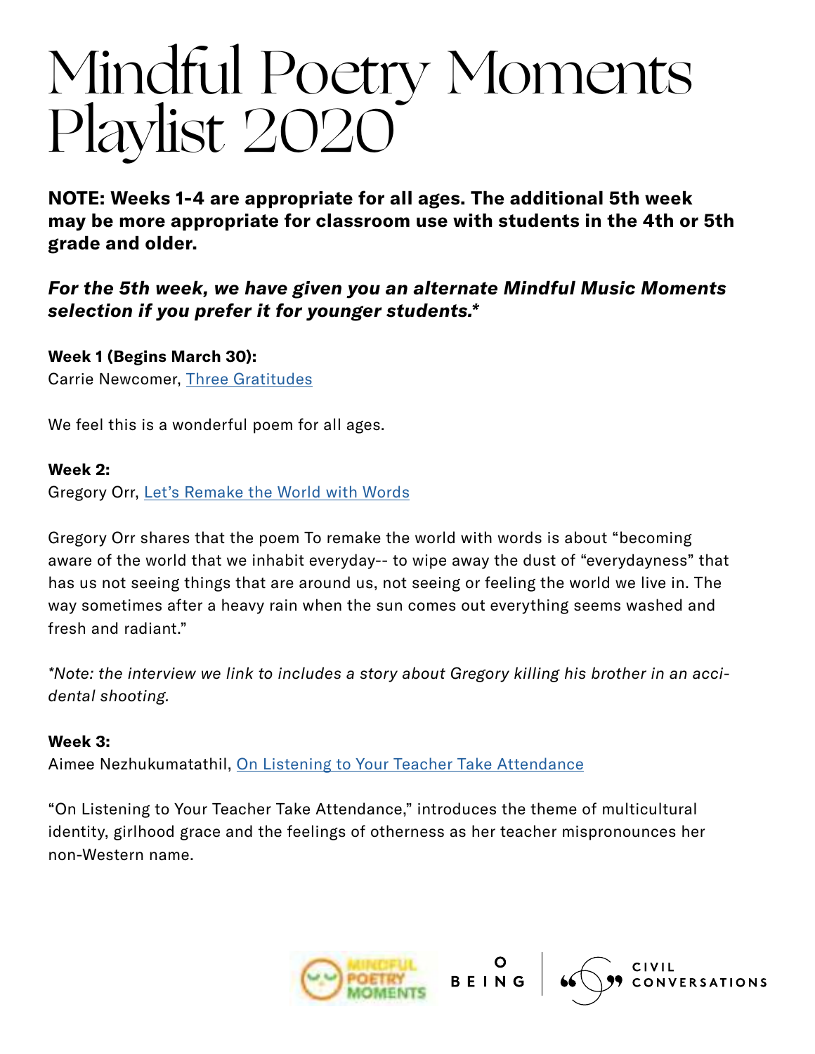# Mindful Poetry Moments Playlist 2020

**NOTE: Weeks 1-4 are appropriate for all ages. The additional 5th week may be more appropriate for classroom use with students in the 4th or 5th grade and older.**

***For the 5th week, we have given you an alternate Mindful Music Moments selection if you prefer it for younger students.****

**Week 1 (Begins March 30):**
Carrie Newcomer, Three Gratitudes

We feel this is a wonderful poem for all ages.

**Week 2:**
Gregory Orr, Let's Remake the World with Words

Gregory Orr shares that the poem To remake the world with words is about "becoming aware of the world that we inhabit everyday-- to wipe away the dust of "everydayness" that has us not seeing things that are around us, not seeing or feeling the world we live in. The way sometimes after a heavy rain when the sun comes out everything seems washed and fresh and radiant."

**Note: the interview we link to includes a story about Gregory killing his brother in an accidental shooting.*

**Week 3:**
Aimee Nezhukumatathil, On Listening to Your Teacher Take Attendance

"On Listening to Your Teacher Take Attendance," introduces the theme of multicultural identity, girlhood grace and the feelings of otherness as her teacher mispronounces her non-Western name.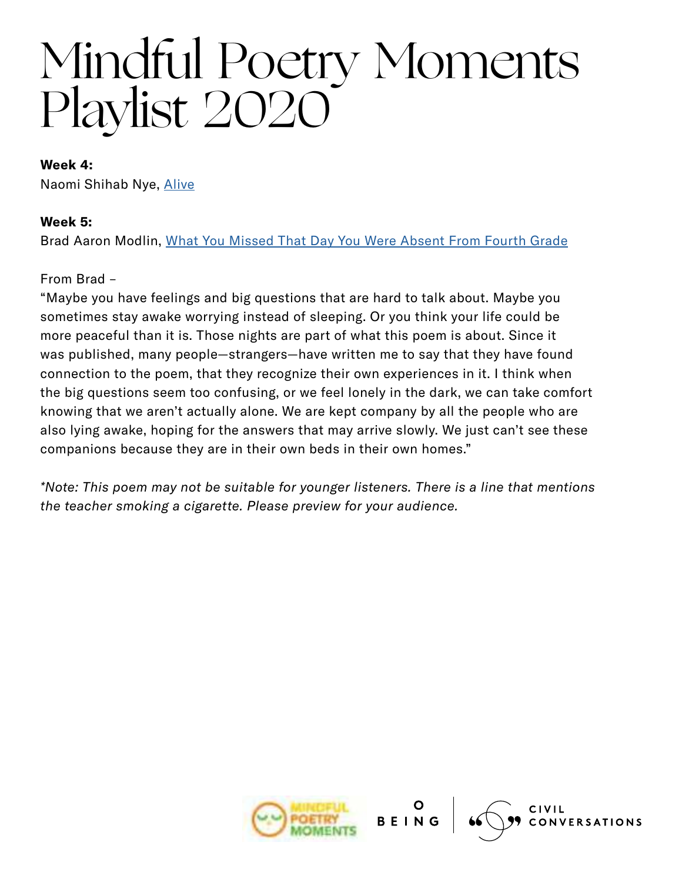# Mindful Poetry Moments Playlist 2020

**Week 4:**
Naomi Shihab Nye, Alive

**Week 5:**
Brad Aaron Modlin, What You Missed That Day You Were Absent From Fourth Grade

From Brad –
"Maybe you have feelings and big questions that are hard to talk about. Maybe you sometimes stay awake worrying instead of sleeping. Or you think your life could be more peaceful than it is. Those nights are part of what this poem is about. Since it was published, many people—strangers—have written me to say that they have found connection to the poem, that they recognize their own experiences in it. I think when the big questions seem too confusing, or we feel lonely in the dark, we can take comfort knowing that we aren't actually alone. We are kept company by all the people who are also lying awake, hoping for the answers that may arrive slowly. We just can't see these companions because they are in their own beds in their own homes."

*\*Note: This poem may not be suitable for younger listeners. There is a line that mentions the teacher smoking a cigarette. Please preview for your audience.*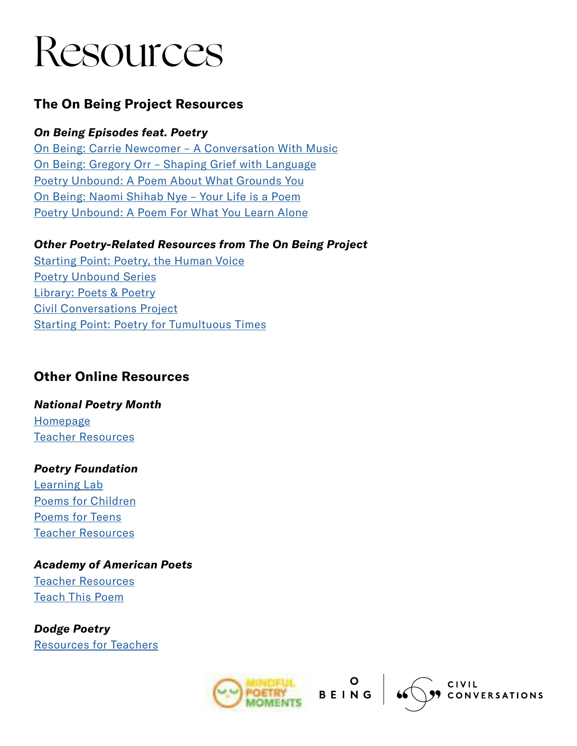# Resources

## The On Being Project Resources

***On Being Episodes feat. Poetry***

On Being: Carrie Newcomer – A Conversation With Music
On Being: Gregory Orr – Shaping Grief with Language
Poetry Unbound: A Poem About What Grounds You
On Being: Naomi Shihab Nye – Your Life is a Poem
Poetry Unbound: A Poem For What You Learn Alone

***Other Poetry-Related Resources from The On Being Project***

Starting Point: Poetry, the Human Voice
Poetry Unbound Series
Library: Poets & Poetry
Civil Conversations Project
Starting Point: Poetry for Tumultuous Times

## Other Online Resources

***National Poetry Month***

Homepage
Teacher Resources

***Poetry Foundation***

Learning Lab
Poems for Children
Poems for Teens
Teacher Resources

***Academy of American Poets***

Teacher Resources
Teach This Poem

***Dodge Poetry***

Resources for Teachers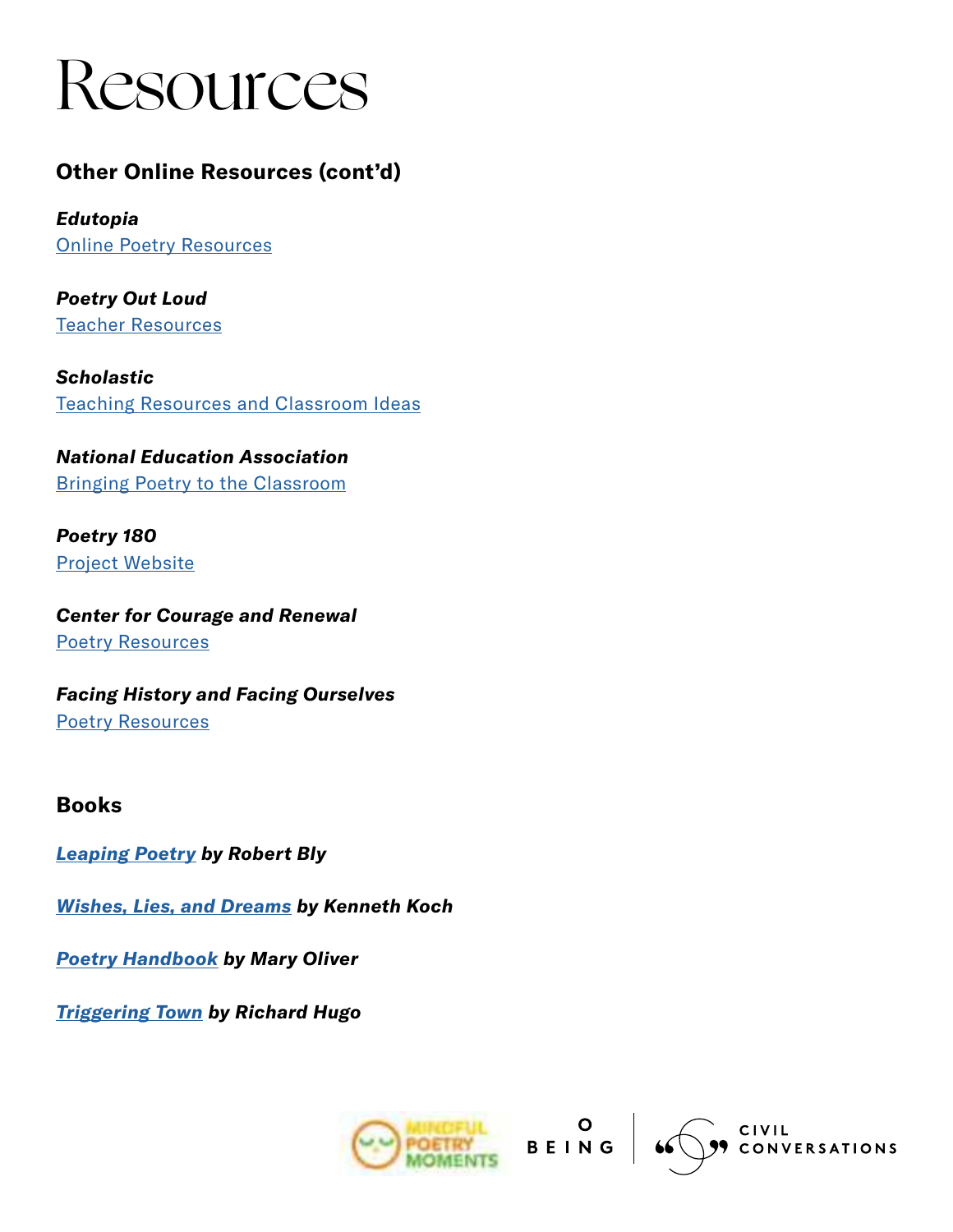# Resources

## Other Online Resources (cont'd)

***Edutopia***
Online Poetry Resources

***Poetry Out Loud***
Teacher Resources

***Scholastic***
Teaching Resources and Classroom Ideas

***National Education Association***
Bringing Poetry to the Classroom

***Poetry 180***
Project Website

***Center for Courage and Renewal***
Poetry Resources

***Facing History and Facing Ourselves***
Poetry Resources

## Books

***Leaping Poetry* by Robert Bly**

***Wishes, Lies, and Dreams* by Kenneth Koch**

***Poetry Handbook* by Mary Oliver**

***Triggering Town* by Richard Hugo**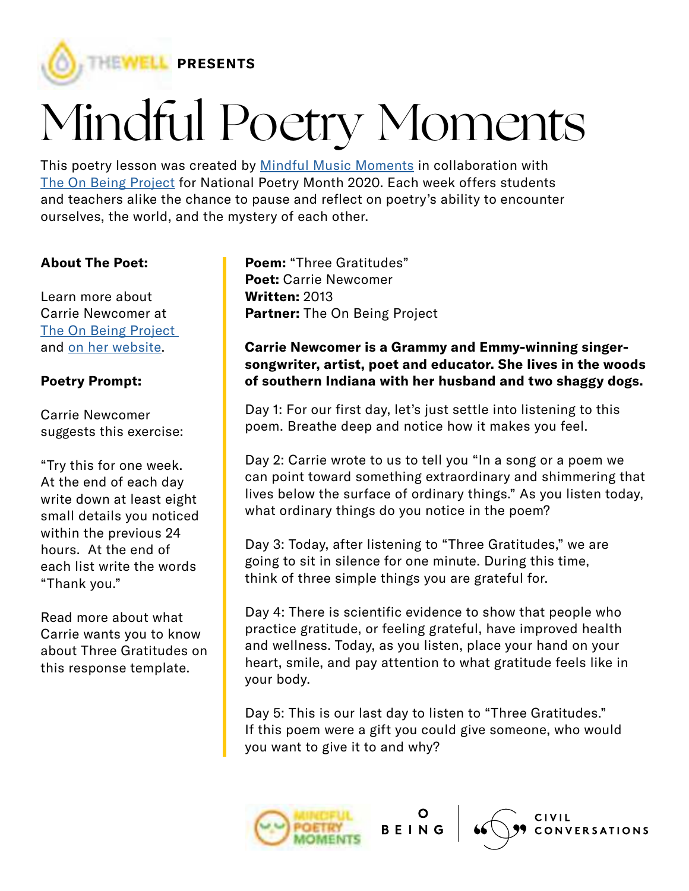THEWELL **PRESENTS**

# Mindful Poetry Moments

This poetry lesson was created by Mindful Music Moments in collaboration with The On Being Project for National Poetry Month 2020. Each week offers students and teachers alike the chance to pause and reflect on poetry's ability to encounter ourselves, the world, and the mystery of each other.

**About The Poet:**

Learn more about Carrie Newcomer at The On Being Project and on her website.

**Poetry Prompt:**

Carrie Newcomer suggests this exercise:

"Try this for one week. At the end of each day write down at least eight small details you noticed within the previous 24 hours. At the end of each list write the words "Thank you."

Read more about what Carrie wants you to know about Three Gratitudes on this response template.

**Poem:** "Three Gratitudes"
**Poet:** Carrie Newcomer
**Written:** 2013
**Partner:** The On Being Project

**Carrie Newcomer is a Grammy and Emmy-winning singer-songwriter, artist, poet and educator. She lives in the woods of southern Indiana with her husband and two shaggy dogs.**

Day 1: For our first day, let's just settle into listening to this poem. Breathe deep and notice how it makes you feel.

Day 2: Carrie wrote to us to tell you "In a song or a poem we can point toward something extraordinary and shimmering that lives below the surface of ordinary things." As you listen today, what ordinary things do you notice in the poem?

Day 3: Today, after listening to "Three Gratitudes," we are going to sit in silence for one minute. During this time, think of three simple things you are grateful for.

Day 4: There is scientific evidence to show that people who practice gratitude, or feeling grateful, have improved health and wellness. Today, as you listen, place your hand on your heart, smile, and pay attention to what gratitude feels like in your body.

Day 5: This is our last day to listen to "Three Gratitudes." If this poem were a gift you could give someone, who would you want to give it to and why?

MINDFUL POETRY MOMENTS | ON BEING | CIVIL CONVERSATIONS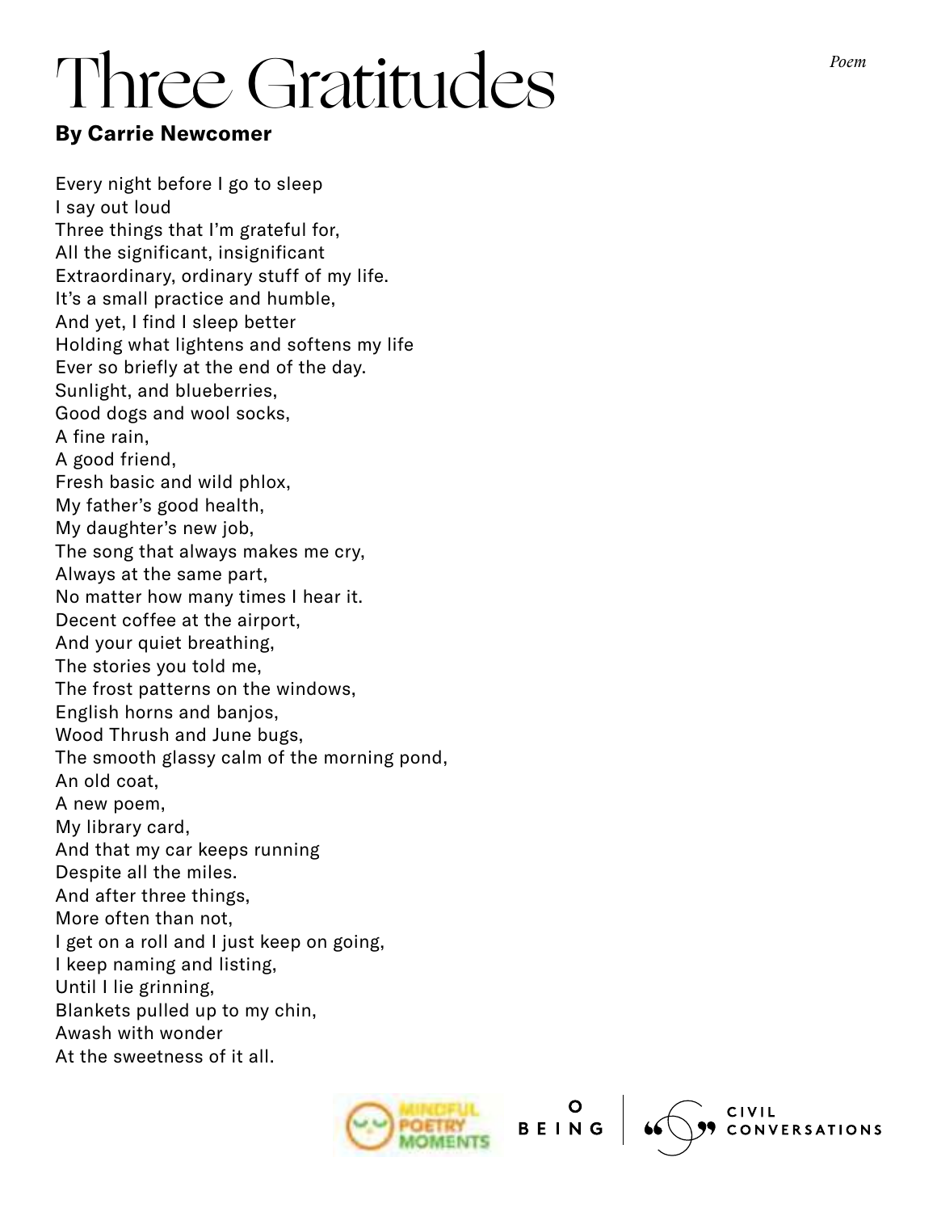# Three Gratitudes

*Poem*

**By Carrie Newcomer**

Every night before I go to sleep  
I say out loud  
Three things that I'm grateful for,  
All the significant, insignificant  
Extraordinary, ordinary stuff of my life.  
It's a small practice and humble,  
And yet, I find I sleep better  
Holding what lightens and softens my life  
Ever so briefly at the end of the day.  
Sunlight, and blueberries,  
Good dogs and wool socks,  
A fine rain,  
A good friend,  
Fresh basic and wild phlox,  
My father's good health,  
My daughter's new job,  
The song that always makes me cry,  
Always at the same part,  
No matter how many times I hear it.  
Decent coffee at the airport,  
And your quiet breathing,  
The stories you told me,  
The frost patterns on the windows,  
English horns and banjos,  
Wood Thrush and June bugs,  
The smooth glassy calm of the morning pond,  
An old coat,  
A new poem,  
My library card,  
And that my car keeps running  
Despite all the miles.  
And after three things,  
More often than not,  
I get on a roll and I just keep on going,  
I keep naming and listing,  
Until I lie grinning,  
Blankets pulled up to my chin,  
Awash with wonder  
At the sweetness of it all.

MINDFUL POETRY MOMENTS | BEING | CIVIL CONVERSATIONS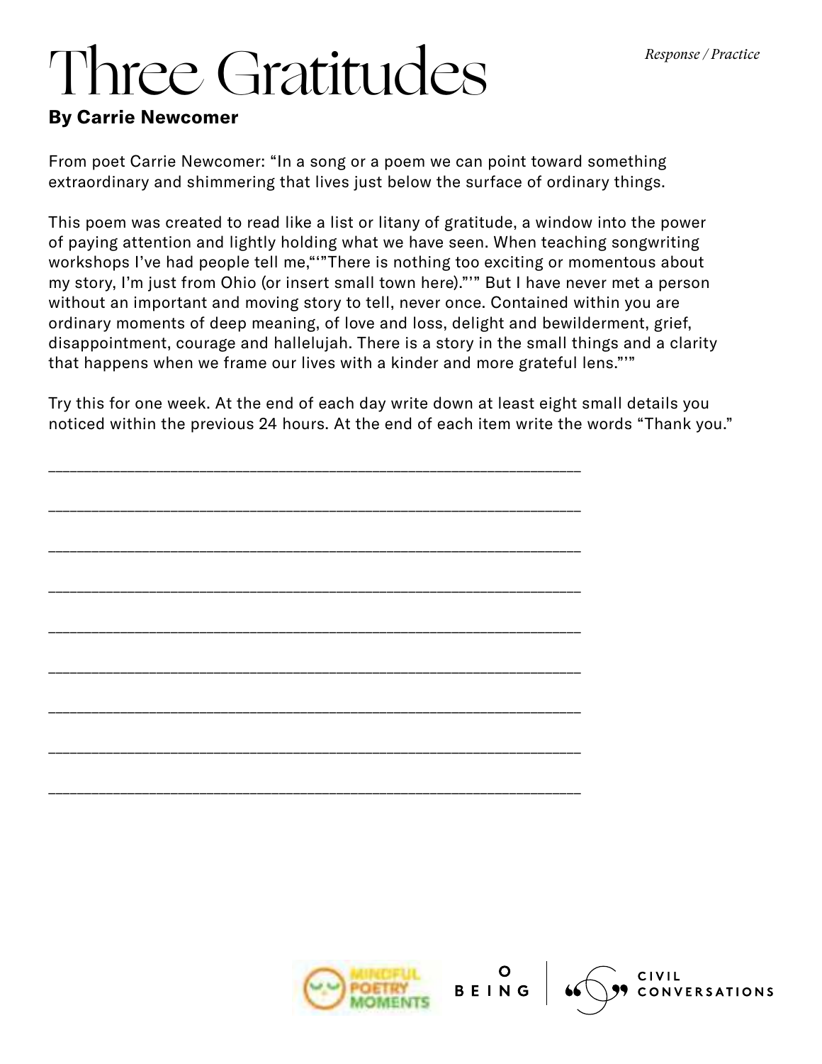*Response / Practice*

# Three Gratitudes

**By Carrie Newcomer**

From poet Carrie Newcomer: "In a song or a poem we can point toward something extraordinary and shimmering that lives just below the surface of ordinary things.

This poem was created to read like a list or litany of gratitude, a window into the power of paying attention and lightly holding what we have seen. When teaching songwriting workshops I've had people tell me,"'"There is nothing too exciting or momentous about my story, I'm just from Ohio (or insert small town here)."'" But I have never met a person without an important and moving story to tell, never once. Contained within you are ordinary moments of deep meaning, of love and loss, delight and bewilderment, grief, disappointment, courage and hallelujah. There is a story in the small things and a clarity that happens when we frame our lives with a kinder and more grateful lens."'"

Try this for one week. At the end of each day write down at least eight small details you noticed within the previous 24 hours. At the end of each item write the words "Thank you."

_______________________________________________________________

_______________________________________________________________

_______________________________________________________________

_______________________________________________________________

_______________________________________________________________

_______________________________________________________________

_______________________________________________________________

_______________________________________________________________

_______________________________________________________________

MINDFUL POETRY MOMENTS | BEING | CIVIL CONVERSATIONS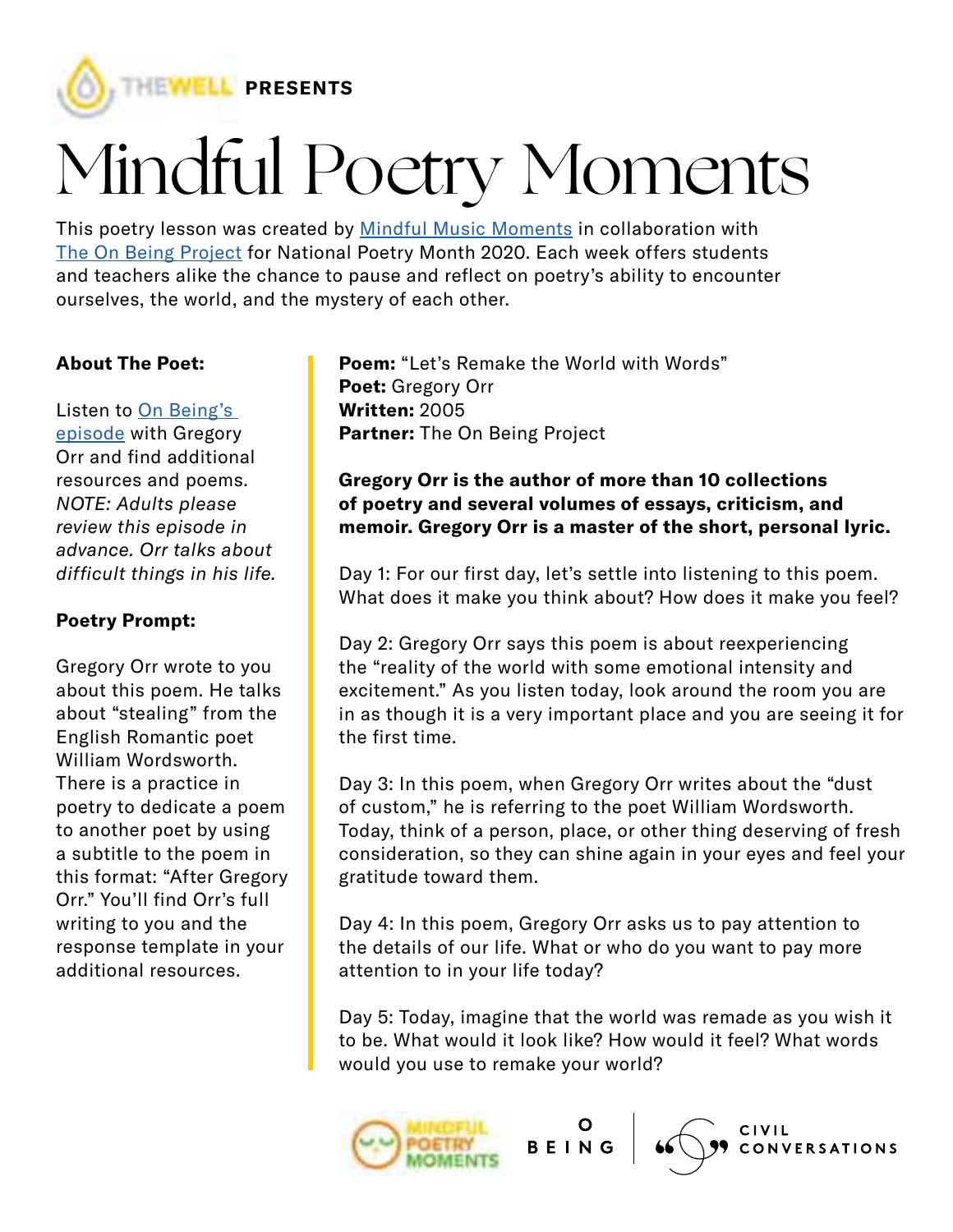THEWELL **PRESENTS**

# Mindful Poetry Moments

This poetry lesson was created by [Mindful Music Moments]() in collaboration with [The On Being Project]() for National Poetry Month 2020. Each week offers students and teachers alike the chance to pause and reflect on poetry's ability to encounter ourselves, the world, and the mystery of each other.

**About The Poet:**

Listen to [On Being's episode]() with Gregory Orr and find additional resources and poems. *NOTE: Adults please review this episode in advance. Orr talks about difficult things in his life.*

**Poetry Prompt:**

Gregory Orr wrote to you about this poem. He talks about "stealing" from the English Romantic poet William Wordsworth. There is a practice in poetry to dedicate a poem to another poet by using a subtitle to the poem in this format: "After Gregory Orr." You'll find Orr's full writing to you and the response template in your additional resources.

**Poem:** "Let's Remake the World with Words"
**Poet:** Gregory Orr
**Written:** 2005
**Partner:** The On Being Project

**Gregory Orr is the author of more than 10 collections of poetry and several volumes of essays, criticism, and memoir. Gregory Orr is a master of the short, personal lyric.**

Day 1: For our first day, let's settle into listening to this poem. What does it make you think about? How does it make you feel?

Day 2: Gregory Orr says this poem is about reexperiencing the "reality of the world with some emotional intensity and excitement." As you listen today, look around the room you are in as though it is a very important place and you are seeing it for the first time.

Day 3: In this poem, when Gregory Orr writes about the "dust of custom," he is referring to the poet William Wordsworth. Today, think of a person, place, or other thing deserving of fresh consideration, so they can shine again in your eyes and feel your gratitude toward them.

Day 4: In this poem, Gregory Orr asks us to pay attention to the details of our life. What or who do you want to pay more attention to in your life today?

Day 5: Today, imagine that the world was remade as you wish it to be. What would it look like? How would it feel? What words would you use to remake your world?

MINDFUL POETRY MOMENTS | ON BEING | CIVIL CONVERSATIONS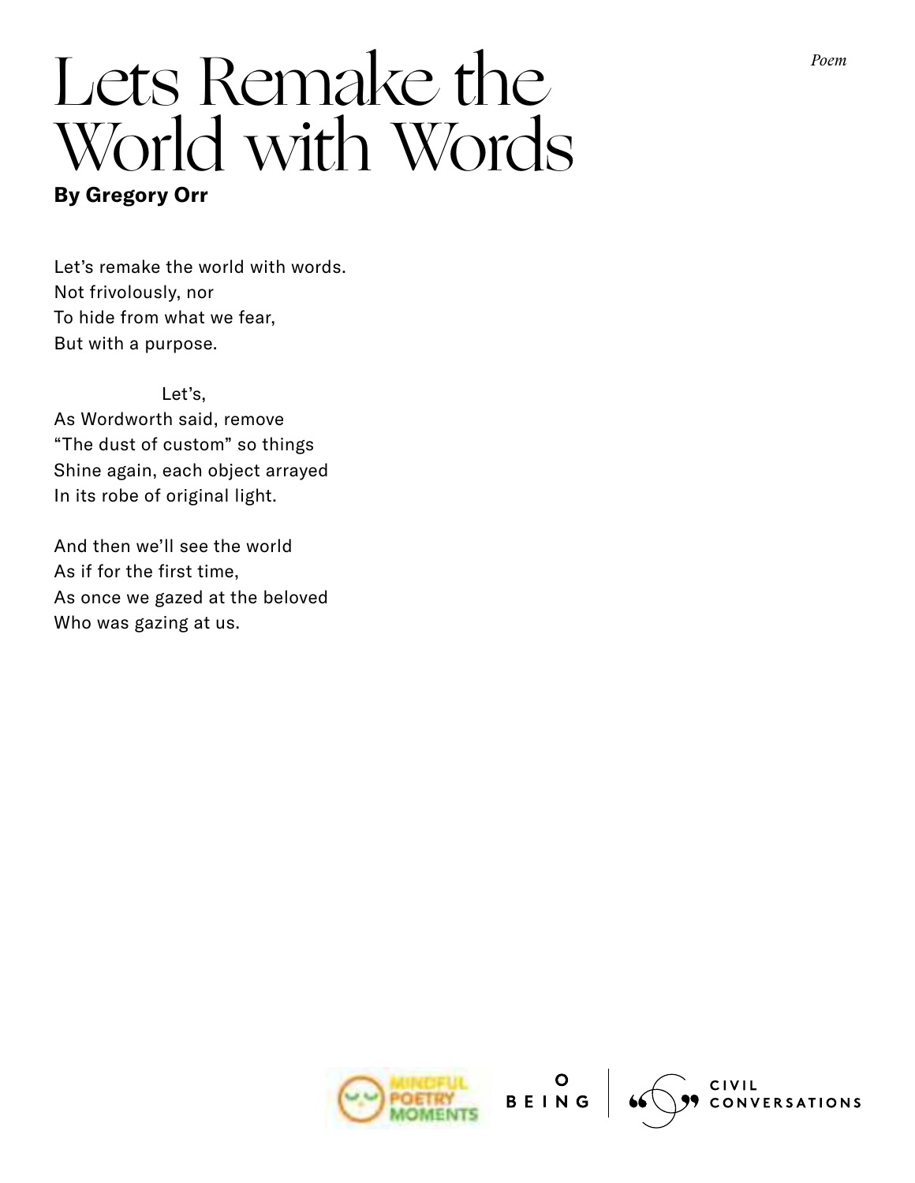*Poem*

# Lets Remake the World with Words

**By Gregory Orr**

Let's remake the world with words.  
Not frivolously, nor  
To hide from what we fear,  
But with a purpose.

                    Let's,  
As Wordworth said, remove  
"The dust of custom" so things  
Shine again, each object arrayed  
In its robe of original light.

And then we'll see the world  
As if for the first time,  
As once we gazed at the beloved  
Who was gazing at us.

MINDFUL POETRY MOMENTS | BEING | CIVIL CONVERSATIONS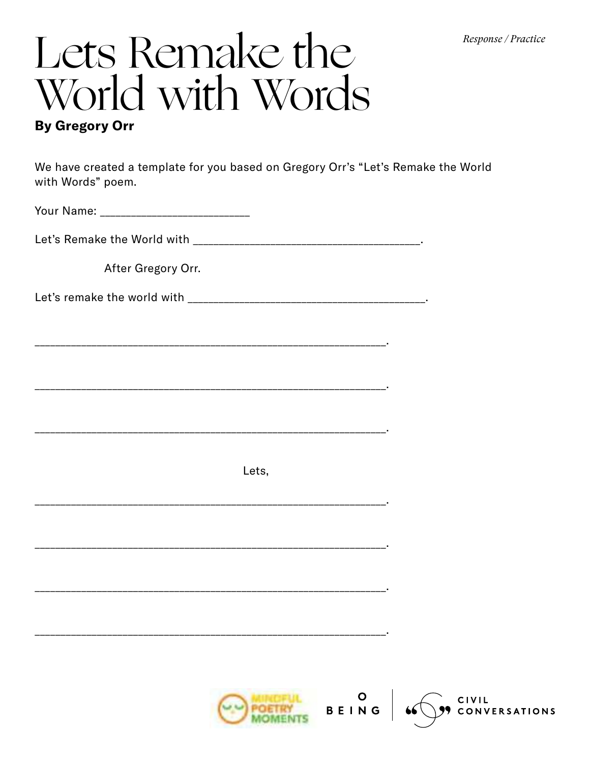Response / Practice

# Lets Remake the World with Words

**By Gregory Orr**

We have created a template for you based on Gregory Orr's "Let's Remake the World with Words" poem.

Your Name: _________________________

Let's Remake the World with ______________________________________.

After Gregory Orr.

Let's remake the world with ________________________________________.

___________________________________________________________.

___________________________________________________________.

___________________________________________________________.

Lets,

___________________________________________________________.

___________________________________________________________.

___________________________________________________________.

___________________________________________________________.

MINDFUL POETRY MOMENTS | BEING | CIVIL CONVERSATIONS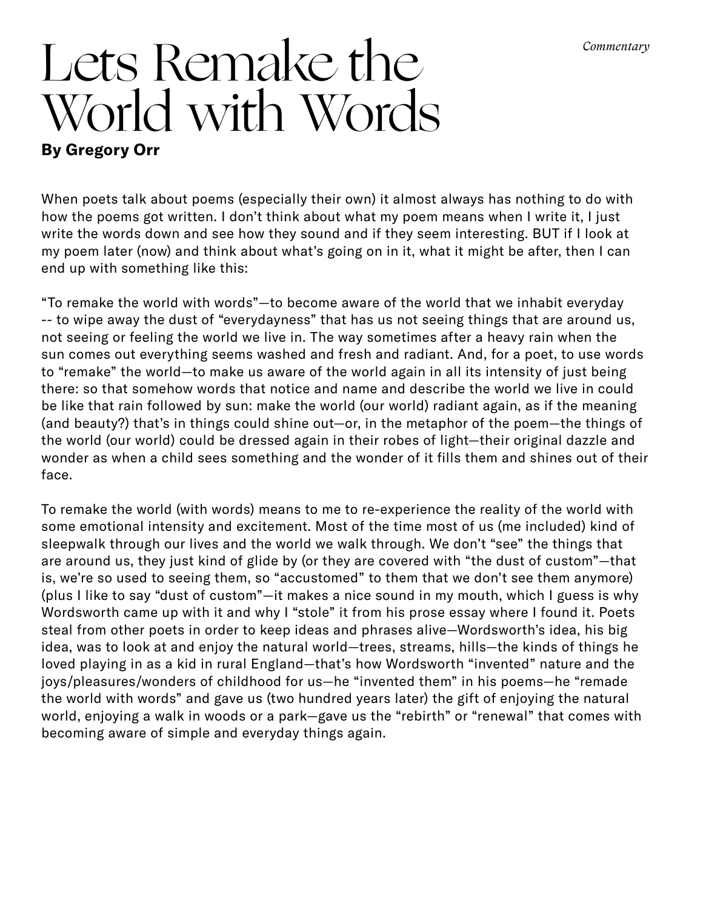*Commentary*

# Lets Remake the World with Words

**By Gregory Orr**

When poets talk about poems (especially their own) it almost always has nothing to do with how the poems got written. I don't think about what my poem means when I write it, I just write the words down and see how they sound and if they seem interesting. BUT if I look at my poem later (now) and think about what's going on in it, what it might be after, then I can end up with something like this:

"To remake the world with words"—to become aware of the world that we inhabit everyday -- to wipe away the dust of "everydayness" that has us not seeing things that are around us, not seeing or feeling the world we live in. The way sometimes after a heavy rain when the sun comes out everything seems washed and fresh and radiant. And, for a poet, to use words to "remake" the world—to make us aware of the world again in all its intensity of just being there: so that somehow words that notice and name and describe the world we live in could be like that rain followed by sun: make the world (our world) radiant again, as if the meaning (and beauty?) that's in things could shine out—or, in the metaphor of the poem—the things of the world (our world) could be dressed again in their robes of light—their original dazzle and wonder as when a child sees something and the wonder of it fills them and shines out of their face.

To remake the world (with words) means to me to re-experience the reality of the world with some emotional intensity and excitement. Most of the time most of us (me included) kind of sleepwalk through our lives and the world we walk through. We don't "see" the things that are around us, they just kind of glide by (or they are covered with "the dust of custom"—that is, we're so used to seeing them, so "accustomed" to them that we don't see them anymore) (plus I like to say "dust of custom"—it makes a nice sound in my mouth, which I guess is why Wordsworth came up with it and why I "stole" it from his prose essay where I found it. Poets steal from other poets in order to keep ideas and phrases alive—Wordsworth's idea, his big idea, was to look at and enjoy the natural world—trees, streams, hills—the kinds of things he loved playing in as a kid in rural England—that's how Wordsworth "invented" nature and the joys/pleasures/wonders of childhood for us—he "invented them" in his poems—he "remade the world with words" and gave us (two hundred years later) the gift of enjoying the natural world, enjoying a walk in woods or a park—gave us the "rebirth" or "renewal" that comes with becoming aware of simple and everyday things again.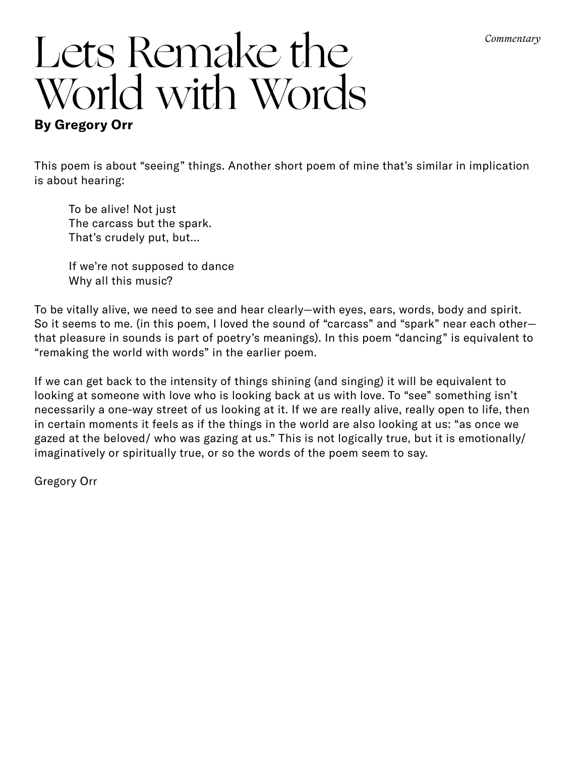*Commentary*

# Lets Remake the World with Words

**By Gregory Orr**

This poem is about "seeing" things. Another short poem of mine that's similar in implication is about hearing:

> To be alive! Not just  
> The carcass but the spark.  
> That's crudely put, but…
>
> If we're not supposed to dance  
> Why all this music?

To be vitally alive, we need to see and hear clearly—with eyes, ears, words, body and spirit. So it seems to me. (in this poem, I loved the sound of "carcass" and "spark" near each other—that pleasure in sounds is part of poetry's meanings). In this poem "dancing" is equivalent to "remaking the world with words" in the earlier poem.

If we can get back to the intensity of things shining (and singing) it will be equivalent to looking at someone with love who is looking back at us with love. To "see" something isn't necessarily a one-way street of us looking at it. If we are really alive, really open to life, then in certain moments it feels as if the things in the world are also looking at us: "as once we gazed at the beloved/ who was gazing at us." This is not logically true, but it is emotionally/ imaginatively or spiritually true, or so the words of the poem seem to say.

Gregory Orr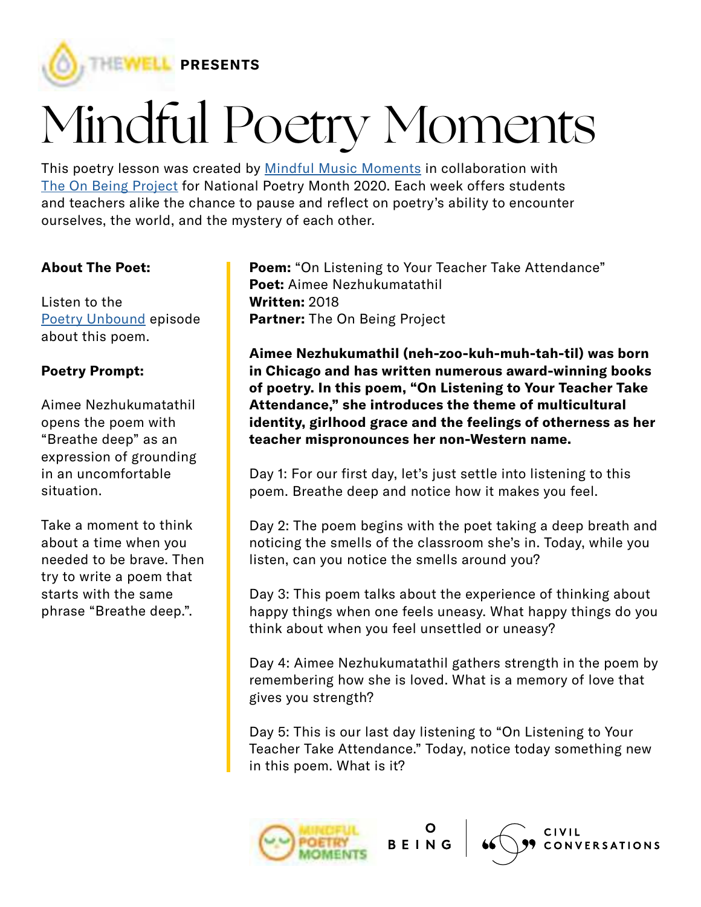THEWELL **PRESENTS**

# Mindful Poetry Moments

This poetry lesson was created by Mindful Music Moments in collaboration with The On Being Project for National Poetry Month 2020. Each week offers students and teachers alike the chance to pause and reflect on poetry's ability to encounter ourselves, the world, and the mystery of each other.

**About The Poet:**

Listen to the Poetry Unbound episode about this poem.

**Poetry Prompt:**

Aimee Nezhukumatathil opens the poem with "Breathe deep" as an expression of grounding in an uncomfortable situation.

Take a moment to think about a time when you needed to be brave. Then try to write a poem that starts with the same phrase "Breathe deep.".

**Poem:** "On Listening to Your Teacher Take Attendance"
**Poet:** Aimee Nezhukumatathil
**Written:** 2018
**Partner:** The On Being Project

**Aimee Nezhukumathil (neh-zoo-kuh-muh-tah-til) was born in Chicago and has written numerous award-winning books of poetry. In this poem, "On Listening to Your Teacher Take Attendance," she introduces the theme of multicultural identity, girlhood grace and the feelings of otherness as her teacher mispronounces her non-Western name.**

Day 1: For our first day, let's just settle into listening to this poem. Breathe deep and notice how it makes you feel.

Day 2: The poem begins with the poet taking a deep breath and noticing the smells of the classroom she's in. Today, while you listen, can you notice the smells around you?

Day 3: This poem talks about the experience of thinking about happy things when one feels uneasy. What happy things do you think about when you feel unsettled or uneasy?

Day 4: Aimee Nezhukumatathil gathers strength in the poem by remembering how she is loved. What is a memory of love that gives you strength?

Day 5: This is our last day listening to "On Listening to Your Teacher Take Attendance." Today, notice today something new in this poem. What is it?

MINDFUL POETRY MOMENTS | BEING | CIVIL CONVERSATIONS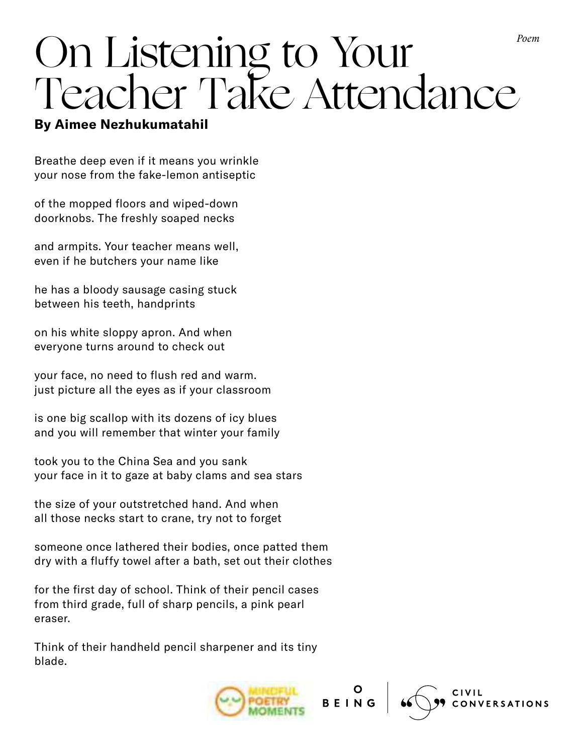*Poem*

# On Listening to Your Teacher Take Attendance

**By Aimee Nezhukumatahil**

Breathe deep even if it means you wrinkle
your nose from the fake-lemon antiseptic

of the mopped floors and wiped-down
doorknobs. The freshly soaped necks

and armpits. Your teacher means well,
even if he butchers your name like

he has a bloody sausage casing stuck
between his teeth, handprints

on his white sloppy apron. And when
everyone turns around to check out

your face, no need to flush red and warm.
just picture all the eyes as if your classroom

is one big scallop with its dozens of icy blues
and you will remember that winter your family

took you to the China Sea and you sank
your face in it to gaze at baby clams and sea stars

the size of your outstretched hand. And when
all those necks start to crane, try not to forget

someone once lathered their bodies, once patted them
dry with a fluffy towel after a bath, set out their clothes

for the first day of school. Think of their pencil cases
from third grade, full of sharp pencils, a pink pearl
eraser.

Think of their handheld pencil sharpener and its tiny
blade.

MINDFUL POETRY MOMENTS | ON BEING | CIVIL CONVERSATIONS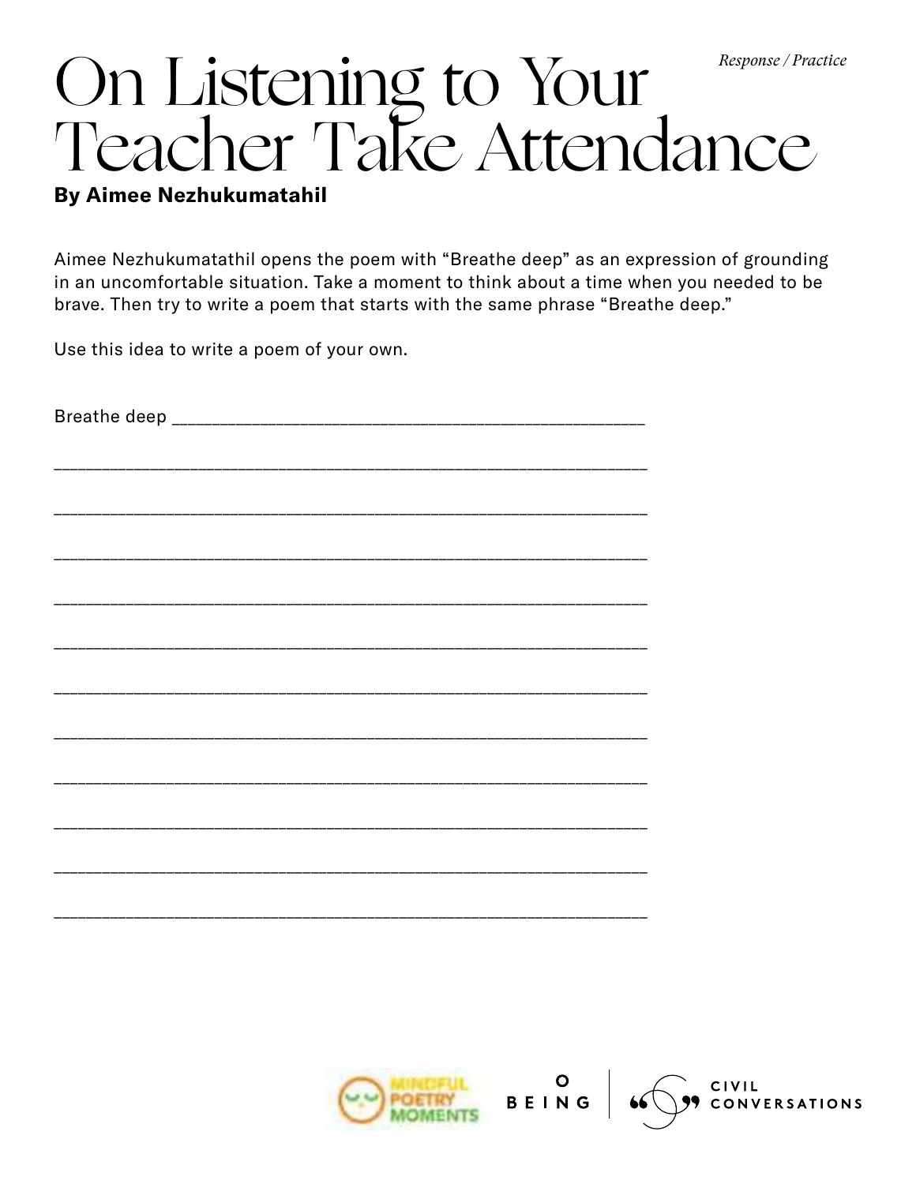*Response / Practice*

# On Listening to Your Teacher Take Attendance

**By Aimee Nezhukumatahil**

Aimee Nezhukumatathil opens the poem with “Breathe deep” as an expression of grounding in an uncomfortable situation. Take a moment to think about a time when you needed to be brave. Then try to write a poem that starts with the same phrase “Breathe deep.”

Use this idea to write a poem of your own.

Breathe deep ____________________________________________________

______________________________________________________________

______________________________________________________________

______________________________________________________________

______________________________________________________________

______________________________________________________________

______________________________________________________________

______________________________________________________________

______________________________________________________________

______________________________________________________________

______________________________________________________________

______________________________________________________________

MINDFUL POETRY MOMENTS | BEING | CIVIL CONVERSATIONS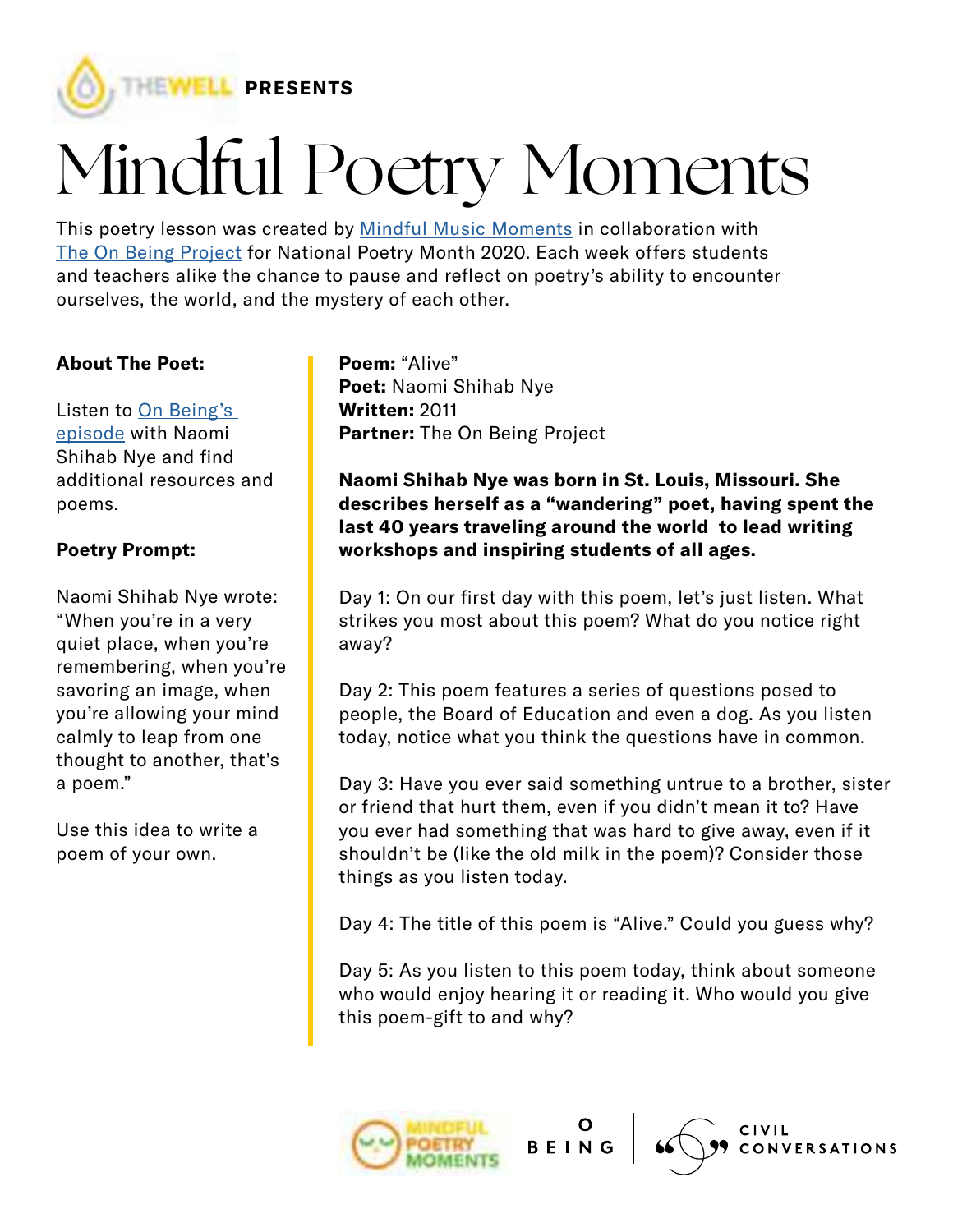THEWELL **PRESENTS**

# Mindful Poetry Moments

This poetry lesson was created by Mindful Music Moments in collaboration with The On Being Project for National Poetry Month 2020. Each week offers students and teachers alike the chance to pause and reflect on poetry's ability to encounter ourselves, the world, and the mystery of each other.

**About The Poet:**

Listen to On Being's episode with Naomi Shihab Nye and find additional resources and poems.

**Poetry Prompt:**

Naomi Shihab Nye wrote: "When you're in a very quiet place, when you're remembering, when you're savoring an image, when you're allowing your mind calmly to leap from one thought to another, that's a poem."

Use this idea to write a poem of your own.

**Poem:** "Alive"
**Poet:** Naomi Shihab Nye
**Written:** 2011
**Partner:** The On Being Project

**Naomi Shihab Nye was born in St. Louis, Missouri. She describes herself as a "wandering" poet, having spent the last 40 years traveling around the world to lead writing workshops and inspiring students of all ages.**

Day 1: On our first day with this poem, let's just listen. What strikes you most about this poem? What do you notice right away?

Day 2: This poem features a series of questions posed to people, the Board of Education and even a dog. As you listen today, notice what you think the questions have in common.

Day 3: Have you ever said something untrue to a brother, sister or friend that hurt them, even if you didn't mean it to? Have you ever had something that was hard to give away, even if it shouldn't be (like the old milk in the poem)? Consider those things as you listen today.

Day 4: The title of this poem is "Alive." Could you guess why?

Day 5: As you listen to this poem today, think about someone who would enjoy hearing it or reading it. Who would you give this poem-gift to and why?

MINDFUL POETRY MOMENTS | ON BEING | CIVIL CONVERSATIONS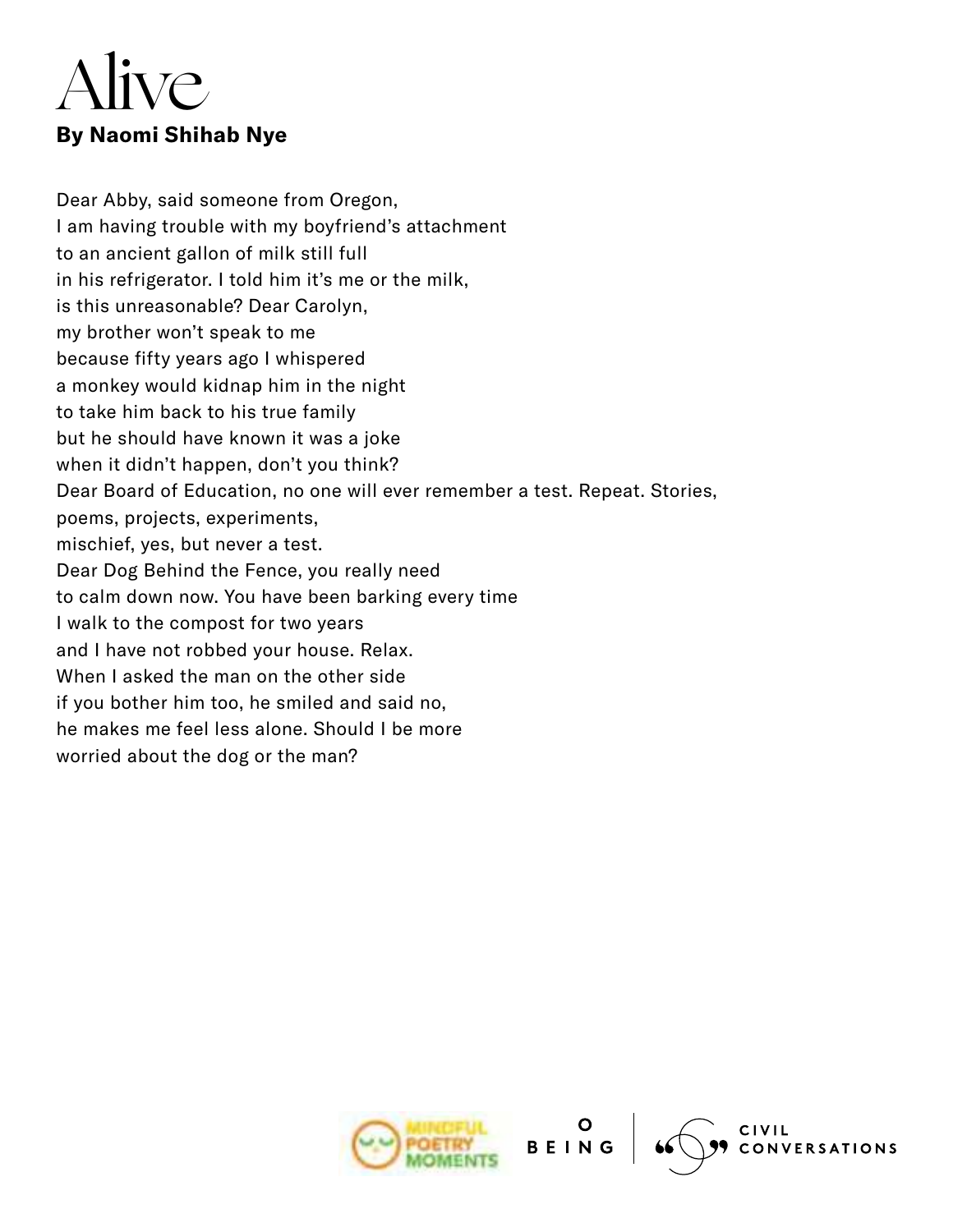# Alive

**By Naomi Shihab Nye**

Dear Abby, said someone from Oregon,
I am having trouble with my boyfriend's attachment
to an ancient gallon of milk still full
in his refrigerator. I told him it's me or the milk,
is this unreasonable? Dear Carolyn,
my brother won't speak to me
because fifty years ago I whispered
a monkey would kidnap him in the night
to take him back to his true family
but he should have known it was a joke
when it didn't happen, don't you think?
Dear Board of Education, no one will ever remember a test. Repeat. Stories,
poems, projects, experiments,
mischief, yes, but never a test.
Dear Dog Behind the Fence, you really need
to calm down now. You have been barking every time
I walk to the compost for two years
and I have not robbed your house. Relax.
When I asked the man on the other side
if you bother him too, he smiled and said no,
he makes me feel less alone. Should I be more
worried about the dog or the man?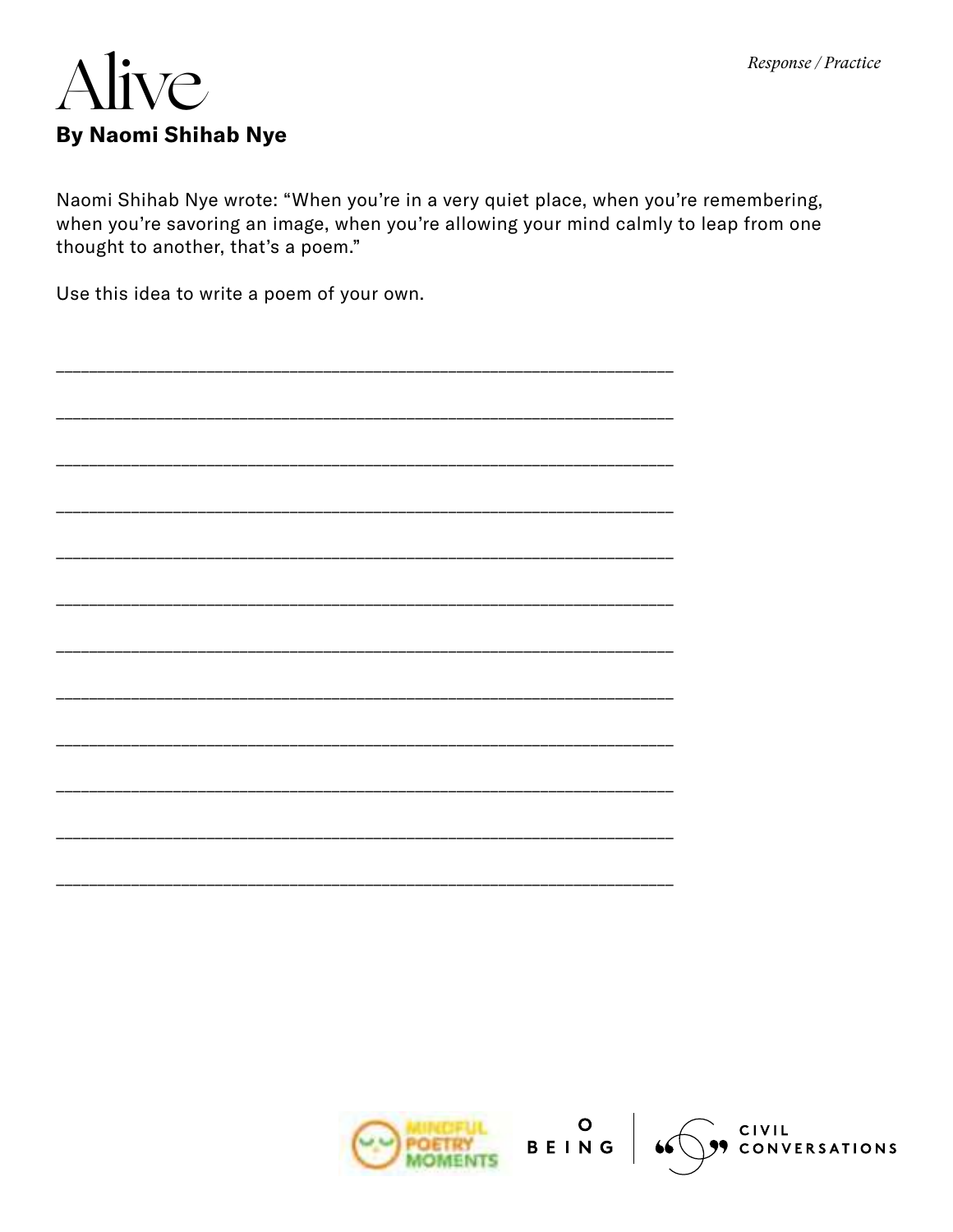*Response / Practice*

# Alive

**By Naomi Shihab Nye**

Naomi Shihab Nye wrote: “When you’re in a very quiet place, when you’re remembering, when you’re savoring an image, when you’re allowing your mind calmly to leap from one thought to another, that’s a poem.”

Use this idea to write a poem of your own.

______________________________________________________________

______________________________________________________________

______________________________________________________________

______________________________________________________________

______________________________________________________________

______________________________________________________________

______________________________________________________________

______________________________________________________________

______________________________________________________________

______________________________________________________________

______________________________________________________________

______________________________________________________________

MINDFUL POETRY MOMENTS | BEING | CIVIL CONVERSATIONS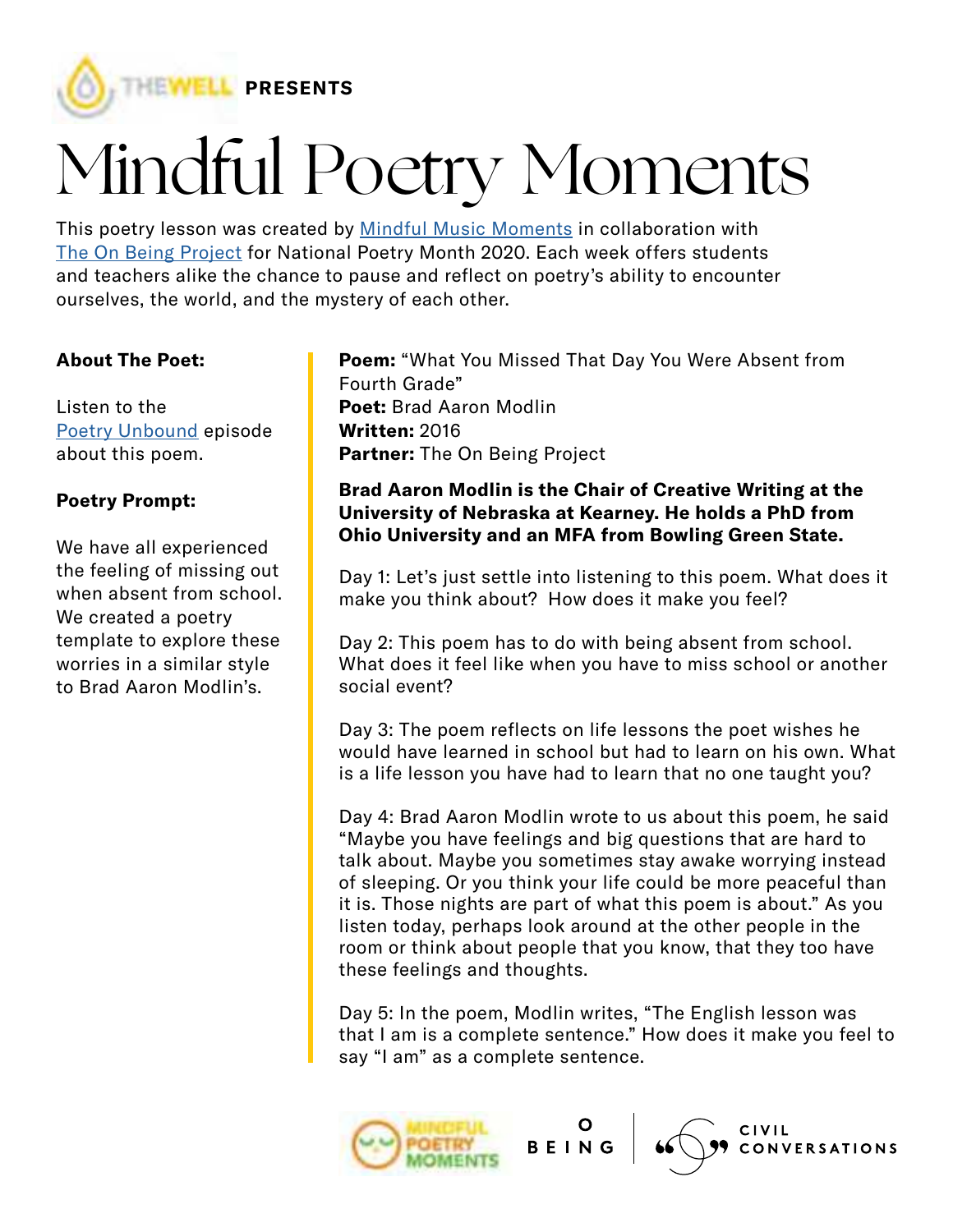THEWELL **PRESENTS**

# Mindful Poetry Moments

This poetry lesson was created by Mindful Music Moments in collaboration with The On Being Project for National Poetry Month 2020. Each week offers students and teachers alike the chance to pause and reflect on poetry's ability to encounter ourselves, the world, and the mystery of each other.

**About The Poet:**

Listen to the Poetry Unbound episode about this poem.

**Poetry Prompt:**

We have all experienced the feeling of missing out when absent from school. We created a poetry template to explore these worries in a similar style to Brad Aaron Modlin's.

**Poem:** "What You Missed That Day You Were Absent from Fourth Grade"
**Poet:** Brad Aaron Modlin
**Written:** 2016
**Partner:** The On Being Project

**Brad Aaron Modlin is the Chair of Creative Writing at the University of Nebraska at Kearney. He holds a PhD from Ohio University and an MFA from Bowling Green State.**

Day 1: Let's just settle into listening to this poem. What does it make you think about? How does it make you feel?

Day 2: This poem has to do with being absent from school. What does it feel like when you have to miss school or another social event?

Day 3: The poem reflects on life lessons the poet wishes he would have learned in school but had to learn on his own. What is a life lesson you have had to learn that no one taught you?

Day 4: Brad Aaron Modlin wrote to us about this poem, he said "Maybe you have feelings and big questions that are hard to talk about. Maybe you sometimes stay awake worrying instead of sleeping. Or you think your life could be more peaceful than it is. Those nights are part of what this poem is about." As you listen today, perhaps look around at the other people in the room or think about people that you know, that they too have these feelings and thoughts.

Day 5: In the poem, Modlin writes, "The English lesson was that I am is a complete sentence." How does it make you feel to say "I am" as a complete sentence.

MINDFUL POETRY MOMENTS | BEING | CIVIL CONVERSATIONS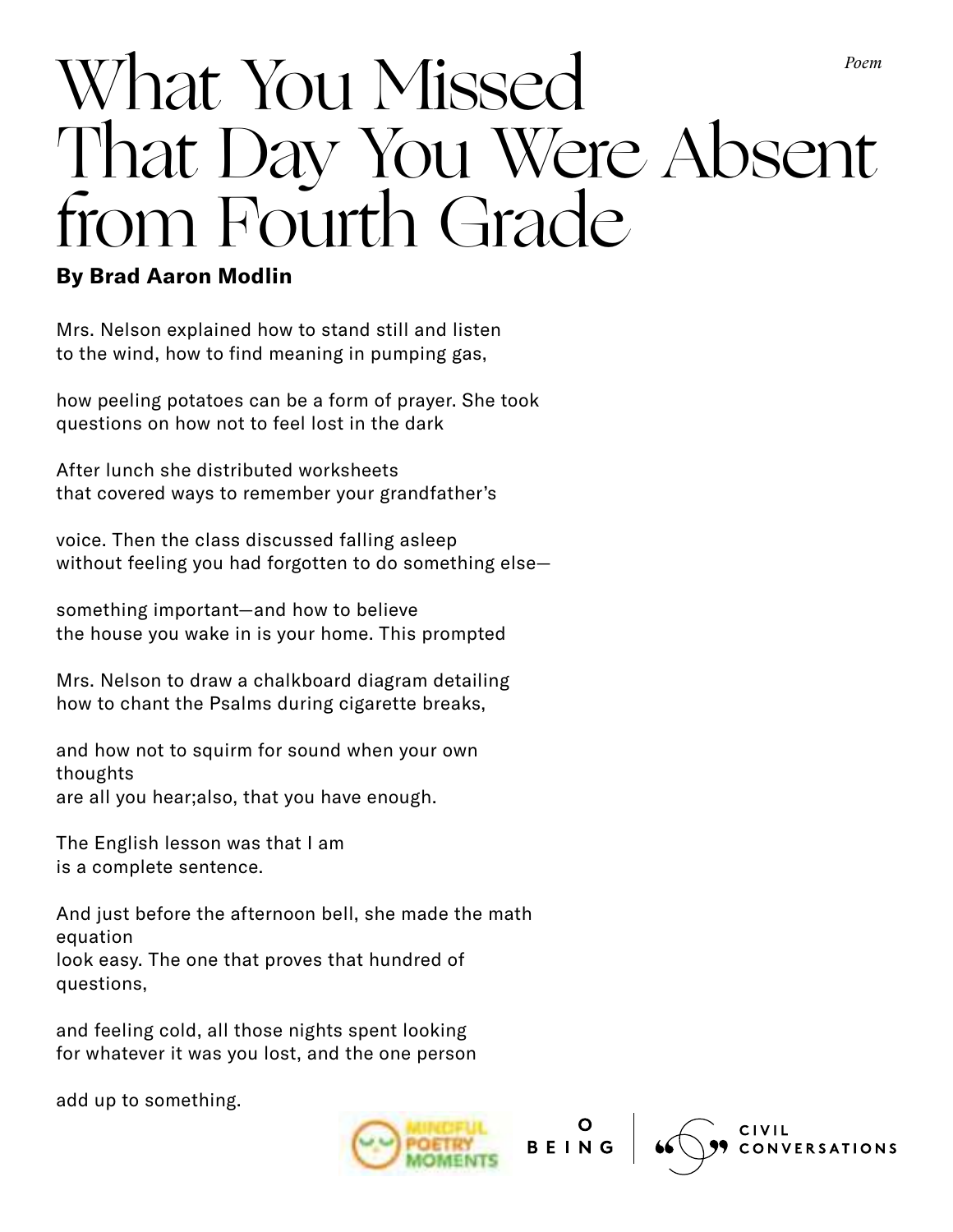*Poem*

# What You Missed That Day You Were Absent from Fourth Grade

**By Brad Aaron Modlin**

Mrs. Nelson explained how to stand still and listen
to the wind, how to find meaning in pumping gas,

how peeling potatoes can be a form of prayer. She took
questions on how not to feel lost in the dark

After lunch she distributed worksheets
that covered ways to remember your grandfather's

voice. Then the class discussed falling asleep
without feeling you had forgotten to do something else—

something important—and how to believe
the house you wake in is your home. This prompted

Mrs. Nelson to draw a chalkboard diagram detailing
how to chant the Psalms during cigarette breaks,

and how not to squirm for sound when your own
thoughts
are all you hear;also, that you have enough.

The English lesson was that I am
is a complete sentence.

And just before the afternoon bell, she made the math
equation
look easy. The one that proves that hundred of
questions,

and feeling cold, all those nights spent looking
for whatever it was you lost, and the one person

add up to something.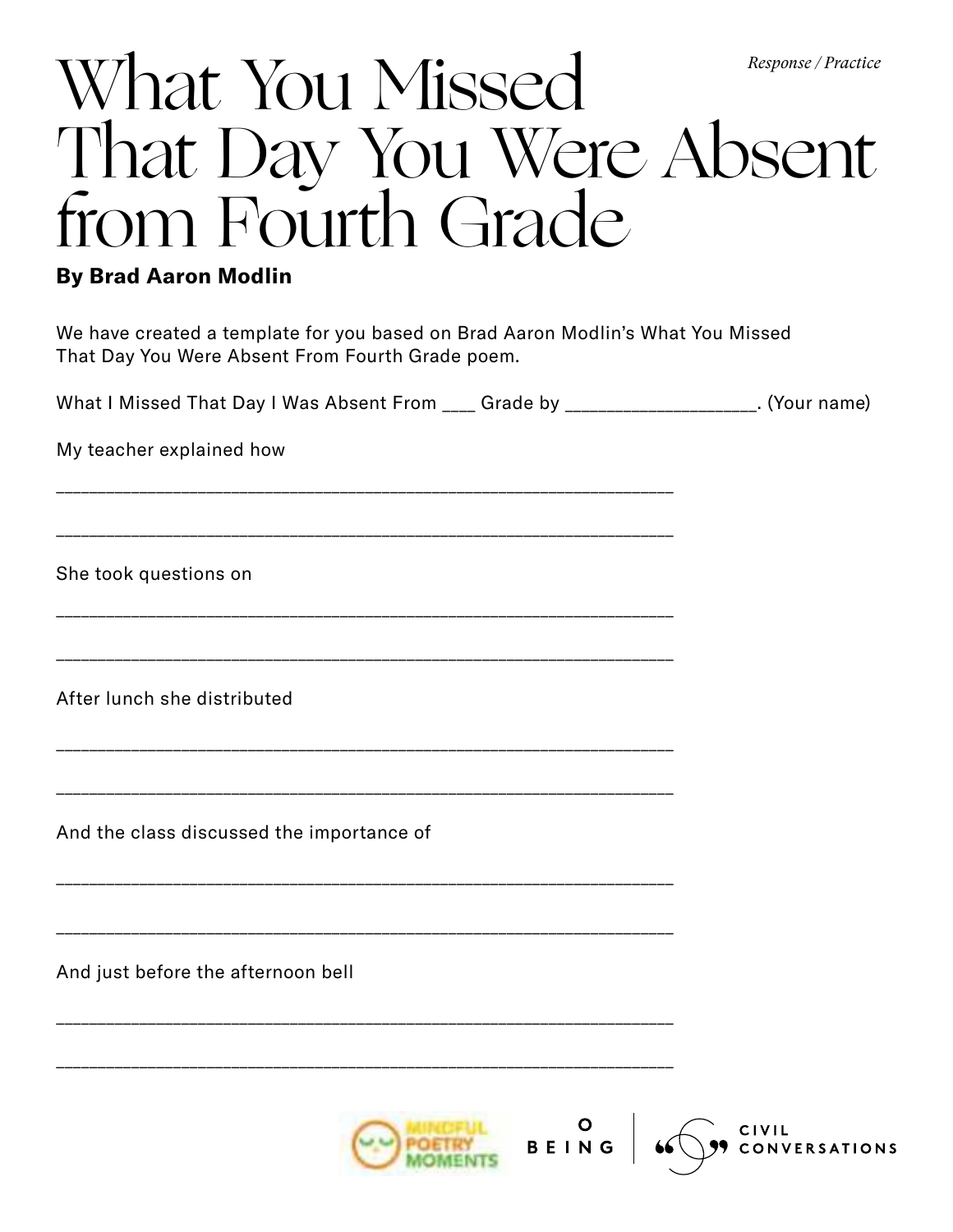*Response / Practice*

# What You Missed That Day You Were Absent from Fourth Grade

**By Brad Aaron Modlin**

We have created a template for you based on Brad Aaron Modlin's What You Missed That Day You Were Absent From Fourth Grade poem.

What I Missed That Day I Was Absent From ___ Grade by ___________________. (Your name)

My teacher explained how

_______________________________________________________________

_______________________________________________________________

She took questions on

_______________________________________________________________

_______________________________________________________________

After lunch she distributed

_______________________________________________________________

_______________________________________________________________

And the class discussed the importance of

_______________________________________________________________

_______________________________________________________________

And just before the afternoon bell

_______________________________________________________________

_______________________________________________________________

MINDFUL POETRY MOMENTS | BEING | CIVIL CONVERSATIONS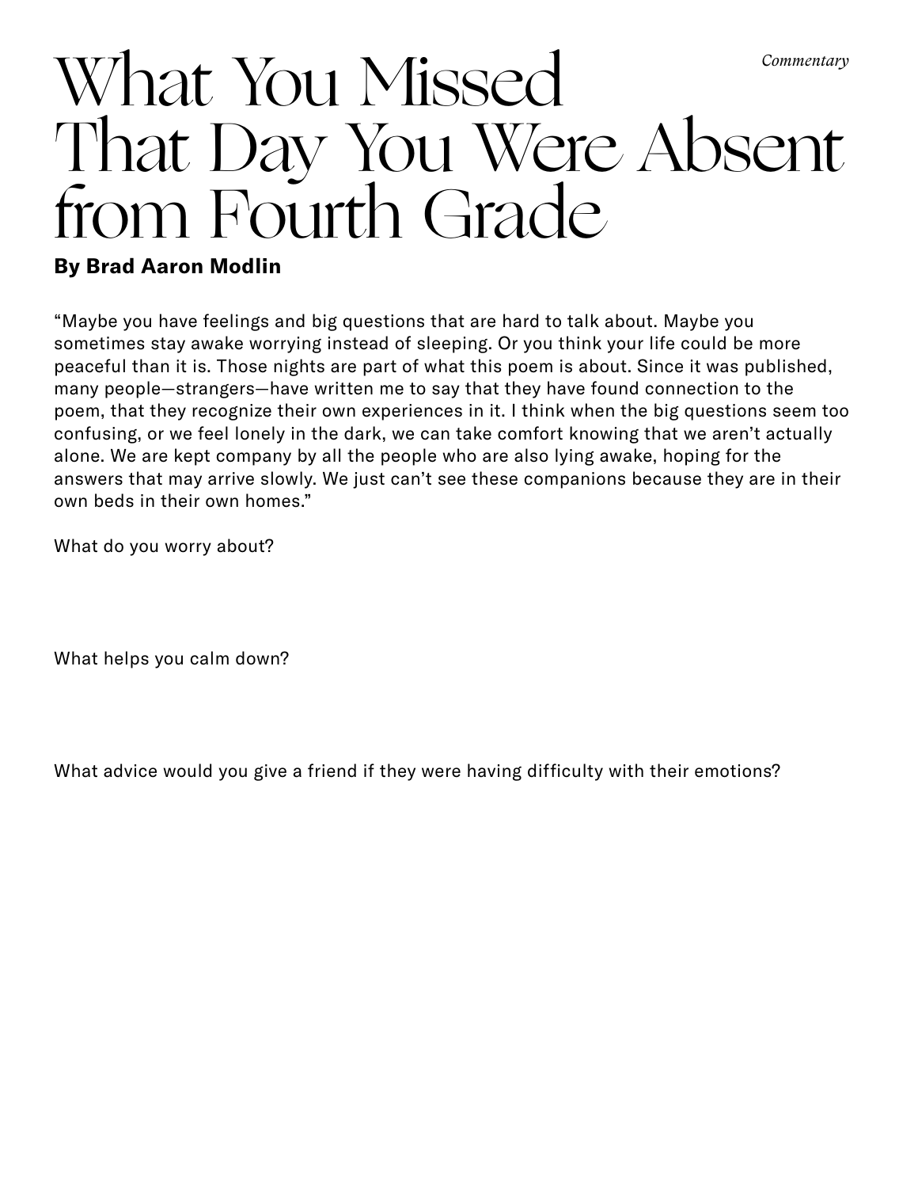*Commentary*

# What You Missed That Day You Were Absent from Fourth Grade

**By Brad Aaron Modlin**

"Maybe you have feelings and big questions that are hard to talk about. Maybe you sometimes stay awake worrying instead of sleeping. Or you think your life could be more peaceful than it is. Those nights are part of what this poem is about. Since it was published, many people—strangers—have written me to say that they have found connection to the poem, that they recognize their own experiences in it. I think when the big questions seem too confusing, or we feel lonely in the dark, we can take comfort knowing that we aren't actually alone. We are kept company by all the people who are also lying awake, hoping for the answers that may arrive slowly. We just can't see these companions because they are in their own beds in their own homes."

What do you worry about?

What helps you calm down?

What advice would you give a friend if they were having difficulty with their emotions?